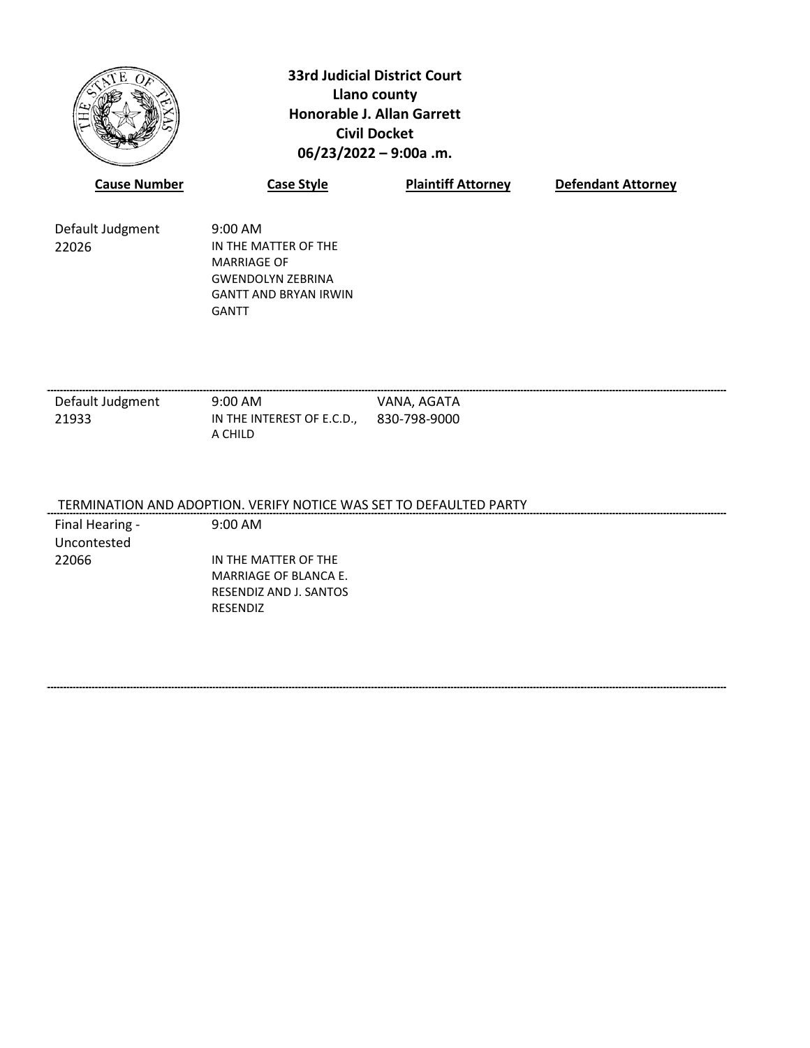**33rd Judicial District Court**
**Llano county**
**Honorable J. Allan Garrett**
**Civil Docket**
**06/23/2022 – 9:00a .m.**

| Cause Number | Case Style | Plaintiff Attorney | Defendant Attorney |
|---|---|---|---|
| Default Judgment 22026 | 9:00 AM IN THE MATTER OF THE MARRIAGE OF GWENDOLYN ZEBRINA GANTT AND BRYAN IRWIN GANTT | | |
| Default Judgment 21933 | 9:00 AM IN THE INTEREST OF E.C.D., A CHILD | VANA, AGATA 830-798-9000 | |

TERMINATION AND ADOPTION. VERIFY NOTICE WAS SET TO DEFAULTED PARTY

| Cause Number | Case Style | Plaintiff Attorney | Defendant Attorney |
|---|---|---|---|
| Final Hearing - Uncontested 22066 | 9:00 AM IN THE MATTER OF THE MARRIAGE OF BLANCA E. RESENDIZ AND J. SANTOS RESENDIZ | | |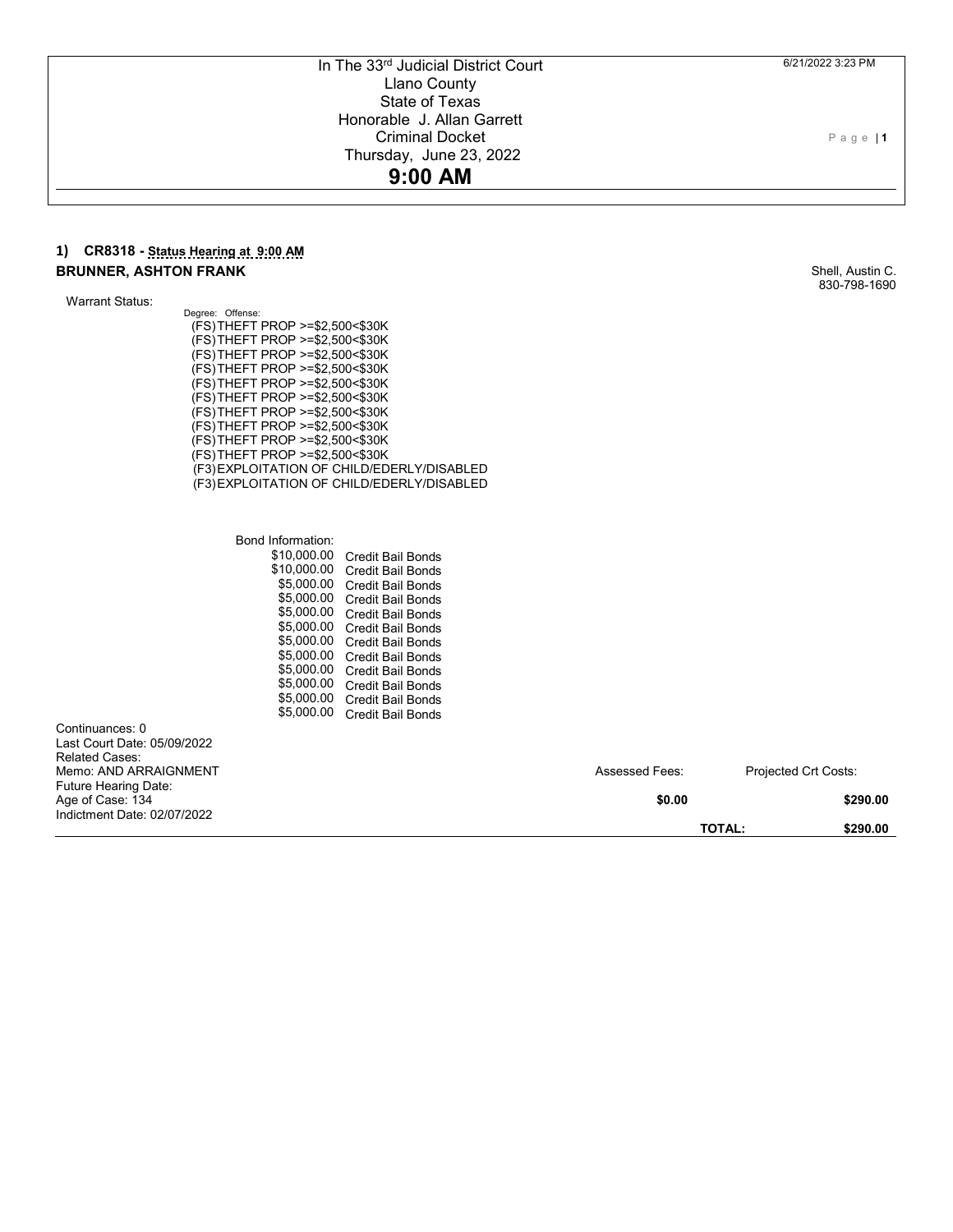In The 33rd Judicial District Court
Llano County
State of Texas
Honorable J. Allan Garrett
Criminal Docket
Thursday, June 23, 2022

**9:00 AM**

### 1) CR8318 - Status Hearing at 9:00 AM

**BRUNNER, ASHTON FRANK**

Shell, Austin C.
830-798-1690

Warrant Status:

| Degree: | Offense: |
|---|---|
| (FS) | THEFT PROP >=$2,500<$30K |
| (FS) | THEFT PROP >=$2,500<$30K |
| (FS) | THEFT PROP >=$2,500<$30K |
| (FS) | THEFT PROP >=$2,500<$30K |
| (FS) | THEFT PROP >=$2,500<$30K |
| (FS) | THEFT PROP >=$2,500<$30K |
| (FS) | THEFT PROP >=$2,500<$30K |
| (FS) | THEFT PROP >=$2,500<$30K |
| (FS) | THEFT PROP >=$2,500<$30K |
| (FS) | THEFT PROP >=$2,500<$30K |
| (F3) | EXPLOITATION OF CHILD/EDERLY/DISABLED |
| (F3) | EXPLOITATION OF CHILD/EDERLY/DISABLED |

Bond Information:

| Amount | Type |
|---|---|
| $10,000.00 | Credit Bail Bonds |
| $10,000.00 | Credit Bail Bonds |
| $5,000.00 | Credit Bail Bonds |
| $5,000.00 | Credit Bail Bonds |
| $5,000.00 | Credit Bail Bonds |
| $5,000.00 | Credit Bail Bonds |
| $5,000.00 | Credit Bail Bonds |
| $5,000.00 | Credit Bail Bonds |
| $5,000.00 | Credit Bail Bonds |
| $5,000.00 | Credit Bail Bonds |
| $5,000.00 | Credit Bail Bonds |
| $5,000.00 | Credit Bail Bonds |

Continuances: 0
Last Court Date: 05/09/2022
Related Cases:
Memo: AND ARRAIGNMENT
Future Hearing Date:
Age of Case: 134
Indictment Date: 02/07/2022

| Assessed Fees: | Projected Crt Costs: |
|---|---|
| $0.00 | $290.00 |
| TOTAL: | $290.00 |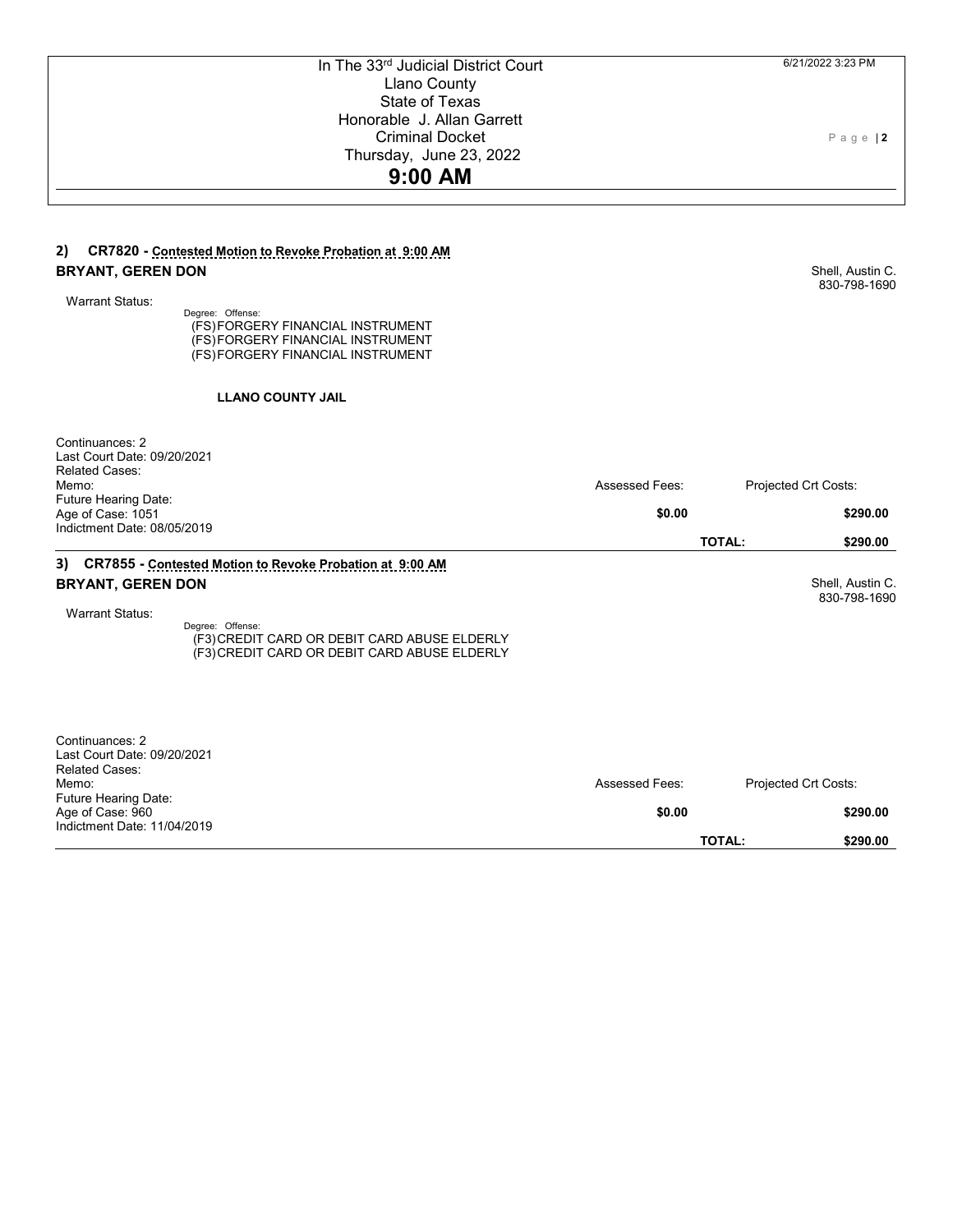In The 33rd Judicial District Court
Llano County
State of Texas
Honorable J. Allan Garrett
Criminal Docket
Thursday, June 23, 2022

**9:00 AM**

6/21/2022 3:23 PM

## 2) CR7820 - Contested Motion to Revoke Probation at 9:00 AM

**BRYANT, GEREN DON**

Shell, Austin C.
830-798-1690

Warrant Status:

Degree: Offense:
(FS) FORGERY FINANCIAL INSTRUMENT
(FS) FORGERY FINANCIAL INSTRUMENT
(FS) FORGERY FINANCIAL INSTRUMENT

**LLANO COUNTY JAIL**

Continuances: 2
Last Court Date: 09/20/2021
Related Cases:
Memo:
Future Hearing Date:
Age of Case: 1051
Indictment Date: 08/05/2019

| Assessed Fees: | Projected Crt Costs: |
|---|---|
| **$0.00** | **$290.00** |
| **TOTAL:** | **$290.00** |

## 3) CR7855 - Contested Motion to Revoke Probation at 9:00 AM

**BRYANT, GEREN DON**

Shell, Austin C.
830-798-1690

Warrant Status:

Degree: Offense:
(F3) CREDIT CARD OR DEBIT CARD ABUSE ELDERLY
(F3) CREDIT CARD OR DEBIT CARD ABUSE ELDERLY

Continuances: 2
Last Court Date: 09/20/2021
Related Cases:
Memo:
Future Hearing Date:
Age of Case: 960
Indictment Date: 11/04/2019

| Assessed Fees: | Projected Crt Costs: |
|---|---|
| **$0.00** | **$290.00** |
| **TOTAL:** | **$290.00** |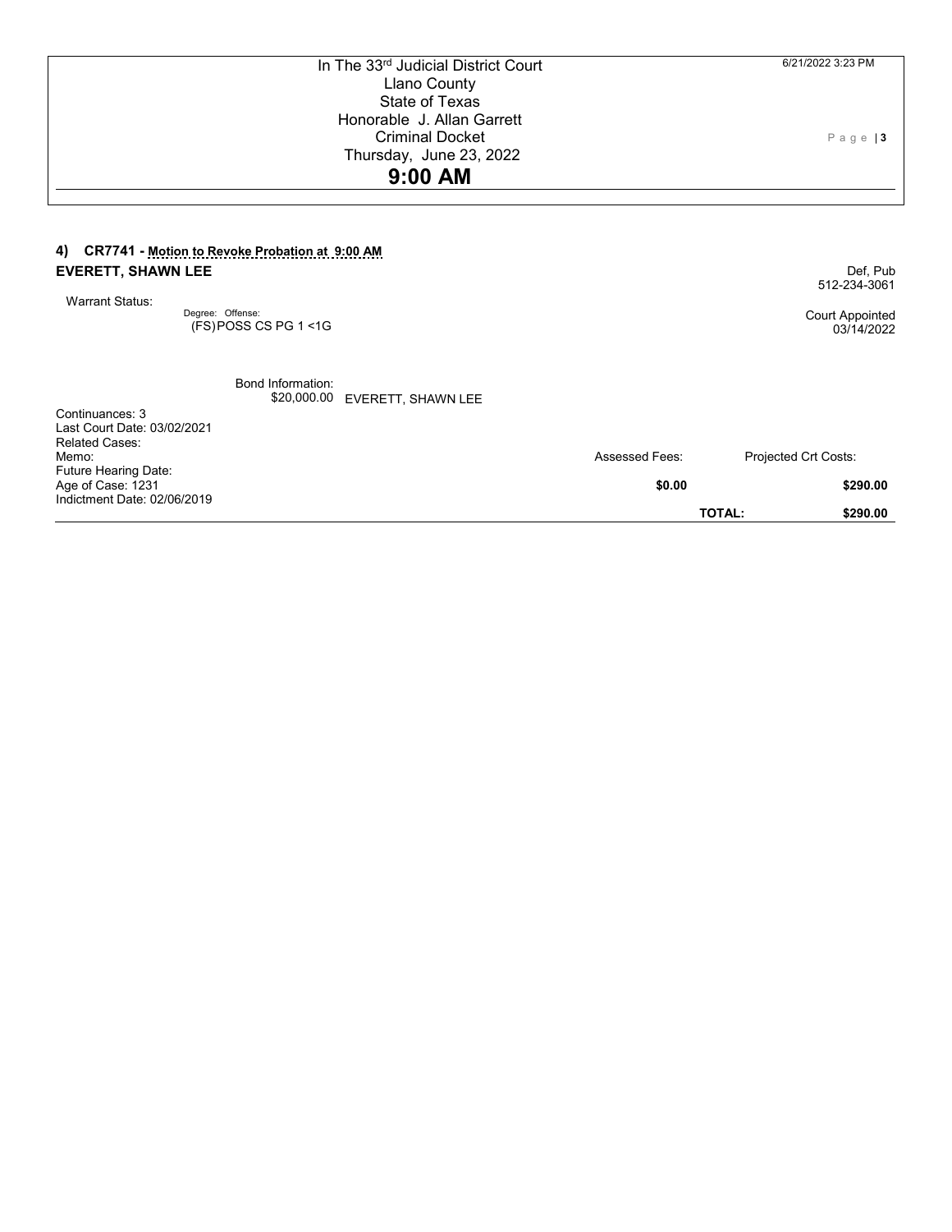In The 33rd Judicial District Court
Llano County
State of Texas
Honorable J. Allan Garrett
Criminal Docket
Thursday, June 23, 2022
**9:00 AM**

6/21/2022 3:23 PM

### 4) CR7741 - Motion to Revoke Probation at 9:00 AM

**EVERETT, SHAWN LEE**

Def, Pub
512-234-3061

Court Appointed
03/14/2022

Warrant Status:

Degree: Offense:
(FS) POSS CS PG 1 <1G

Bond Information:
$20,000.00 EVERETT, SHAWN LEE

Continuances: 3
Last Court Date: 03/02/2021
Related Cases:
Memo:
Future Hearing Date:
Age of Case: 1231
Indictment Date: 02/06/2019

| Assessed Fees: | Projected Crt Costs: |
|---|---|
| **$0.00** | **$290.00** |
| **TOTAL:** | **$290.00** |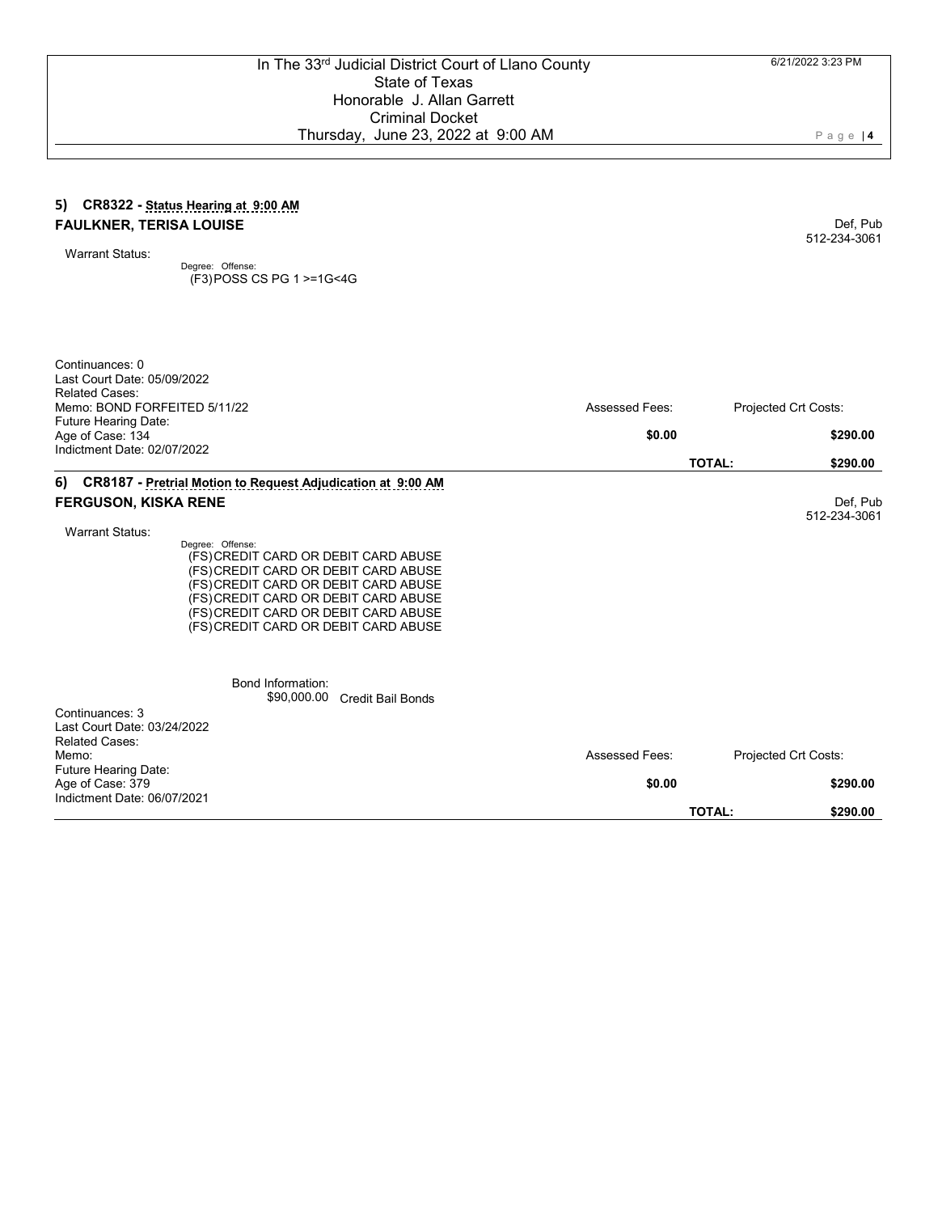## 5) CR8322 - Status Hearing at 9:00 AM

**FAULKNER, TERISA LOUISE**

Def, Pub
512-234-3061

Warrant Status:

Degree: Offense:
(F3)POSS CS PG 1 >=1G<4G

Continuances: 0
Last Court Date: 05/09/2022
Related Cases:
Memo: BOND FORFEITED 5/11/22
Future Hearing Date:
Age of Case: 134
Indictment Date: 02/07/2022

| Assessed Fees: | Projected Crt Costs: |
|---|---|
| **$0.00** | **$290.00** |
| **TOTAL:** | **$290.00** |

## 6) CR8187 - Pretrial Motion to Request Adjudication at 9:00 AM

**FERGUSON, KISKA RENE**

Def, Pub
512-234-3061

Warrant Status:

Degree: Offense:
(FS)CREDIT CARD OR DEBIT CARD ABUSE
(FS)CREDIT CARD OR DEBIT CARD ABUSE
(FS)CREDIT CARD OR DEBIT CARD ABUSE
(FS)CREDIT CARD OR DEBIT CARD ABUSE
(FS)CREDIT CARD OR DEBIT CARD ABUSE
(FS)CREDIT CARD OR DEBIT CARD ABUSE

Bond Information:
$90,000.00 Credit Bail Bonds

Continuances: 3
Last Court Date: 03/24/2022
Related Cases:
Memo:
Future Hearing Date:
Age of Case: 379
Indictment Date: 06/07/2021

| Assessed Fees: | Projected Crt Costs: |
|---|---|
| **$0.00** | **$290.00** |
| **TOTAL:** | **$290.00** |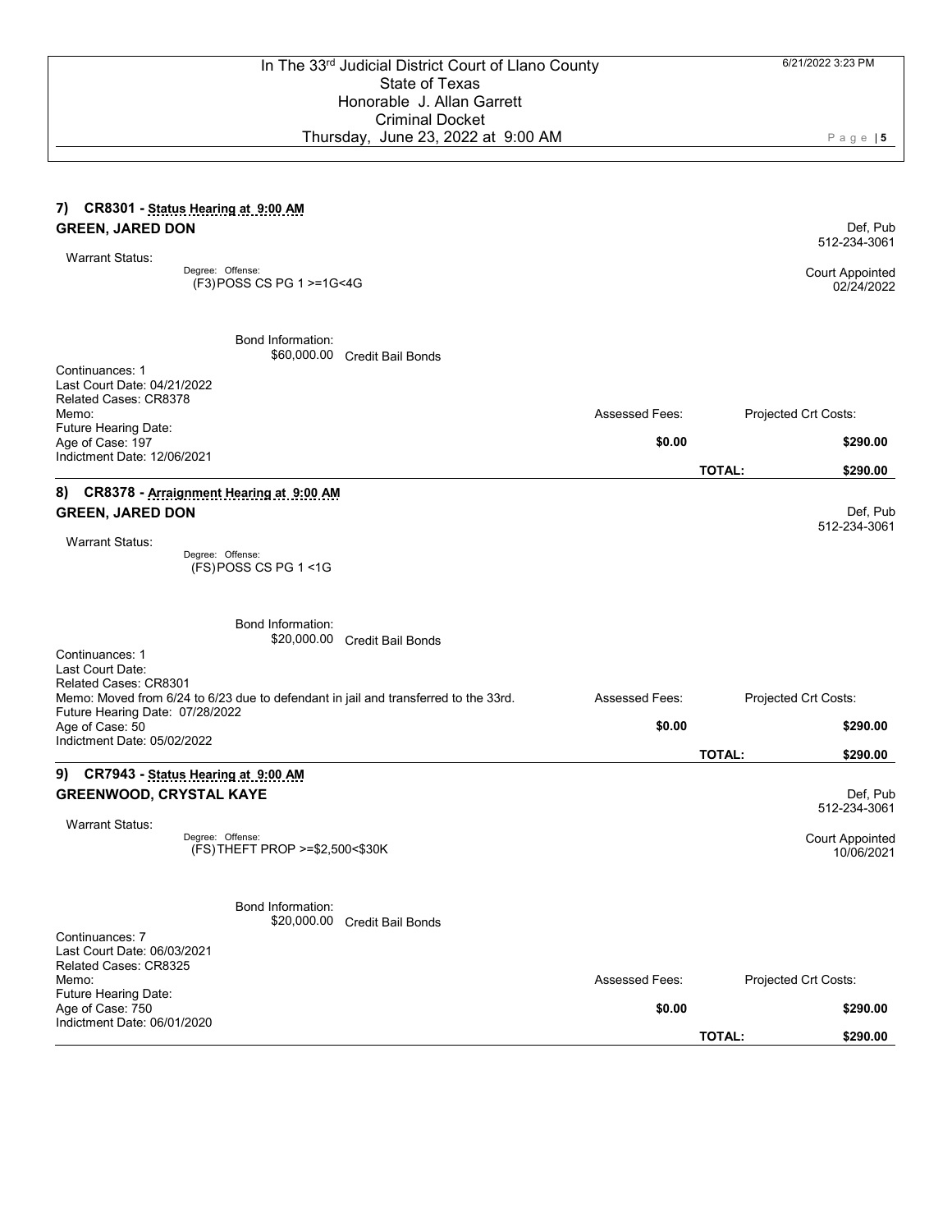## 7) CR8301 - Status Hearing at 9:00 AM

**GREEN, JARED DON**

Def, Pub
512-234-3061

Warrant Status:

Degree: Offense:
(F3)POSS CS PG 1 >=1G<4G

Court Appointed
02/24/2022

Bond Information:
$60,000.00 Credit Bail Bonds

Continuances: 1
Last Court Date: 04/21/2022
Related Cases: CR8378
Memo:
Future Hearing Date:
Age of Case: 197
Indictment Date: 12/06/2021

| Assessed Fees: | | Projected Crt Costs: |
|---|---|---|
| $0.00 | | $290.00 |
| | **TOTAL:** | **$290.00** |

## 8) CR8378 - Arraignment Hearing at 9:00 AM

**GREEN, JARED DON**

Def, Pub
512-234-3061

Warrant Status:

Degree: Offense:
(FS)POSS CS PG 1 <1G

Bond Information:
$20,000.00 Credit Bail Bonds

Continuances: 1
Last Court Date:
Related Cases: CR8301
Memo: Moved from 6/24 to 6/23 due to defendant in jail and transferred to the 33rd.
Future Hearing Date: 07/28/2022
Age of Case: 50
Indictment Date: 05/02/2022

| Assessed Fees: | | Projected Crt Costs: |
|---|---|---|
| $0.00 | | $290.00 |
| | **TOTAL:** | **$290.00** |

## 9) CR7943 - Status Hearing at 9:00 AM

**GREENWOOD, CRYSTAL KAYE**

Def, Pub
512-234-3061

Warrant Status:

Degree: Offense:
(FS)THEFT PROP >=$2,500<$30K

Court Appointed
10/06/2021

Bond Information:
$20,000.00 Credit Bail Bonds

Continuances: 7
Last Court Date: 06/03/2021
Related Cases: CR8325
Memo:
Future Hearing Date:
Age of Case: 750
Indictment Date: 06/01/2020

| Assessed Fees: | | Projected Crt Costs: |
|---|---|---|
| $0.00 | | $290.00 |
| | **TOTAL:** | **$290.00** |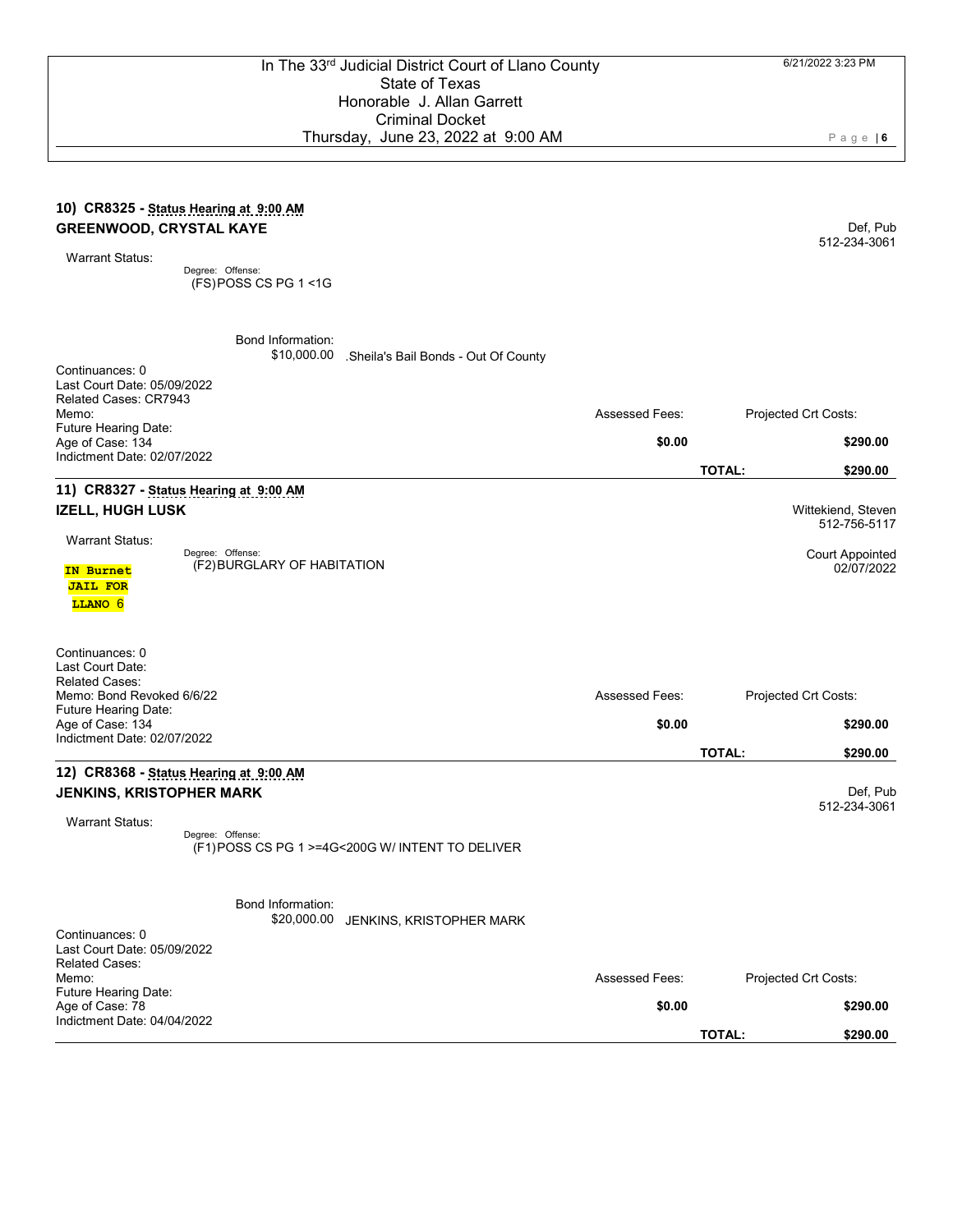In The 33rd Judicial District Court of Llano County
State of Texas
Honorable J. Allan Garrett
Criminal Docket
Thursday, June 23, 2022 at 9:00 AM

6/21/2022 3:23 PM

### 10) CR8325 - Status Hearing at 9:00 AM

**GREENWOOD, CRYSTAL KAYE**

Def, Pub
512-234-3061

Warrant Status:

Degree: Offense:
(FS)POSS CS PG 1 <1G

Bond Information:
$10,000.00 .Sheila's Bail Bonds - Out Of County

Continuances: 0
Last Court Date: 05/09/2022
Related Cases: CR7943
Memo:
Future Hearing Date:
Age of Case: 134
Indictment Date: 02/07/2022

| Assessed Fees: | | Projected Crt Costs: |
|---|---|---|
| $0.00 | | $290.00 |
| | TOTAL: | $290.00 |

### 11) CR8327 - Status Hearing at 9:00 AM

**IZELL, HUGH LUSK**

Wittekiend, Steven
512-756-5117

Court Appointed
02/07/2022

Warrant Status:
IN Burnet JAIL FOR LLANO 6

Degree: Offense:
(F2)BURGLARY OF HABITATION

Continuances: 0
Last Court Date:
Related Cases:
Memo: Bond Revoked 6/6/22
Future Hearing Date:
Age of Case: 134
Indictment Date: 02/07/2022

| Assessed Fees: | | Projected Crt Costs: |
|---|---|---|
| $0.00 | | $290.00 |
| | TOTAL: | $290.00 |

### 12) CR8368 - Status Hearing at 9:00 AM

**JENKINS, KRISTOPHER MARK**

Def, Pub
512-234-3061

Warrant Status:

Degree: Offense:
(F1)POSS CS PG 1 >=4G<200G W/ INTENT TO DELIVER

Bond Information:
$20,000.00 JENKINS, KRISTOPHER MARK

Continuances: 0
Last Court Date: 05/09/2022
Related Cases:
Memo:
Future Hearing Date:
Age of Case: 78
Indictment Date: 04/04/2022

| Assessed Fees: | | Projected Crt Costs: |
|---|---|---|
| $0.00 | | $290.00 |
| | TOTAL: | $290.00 |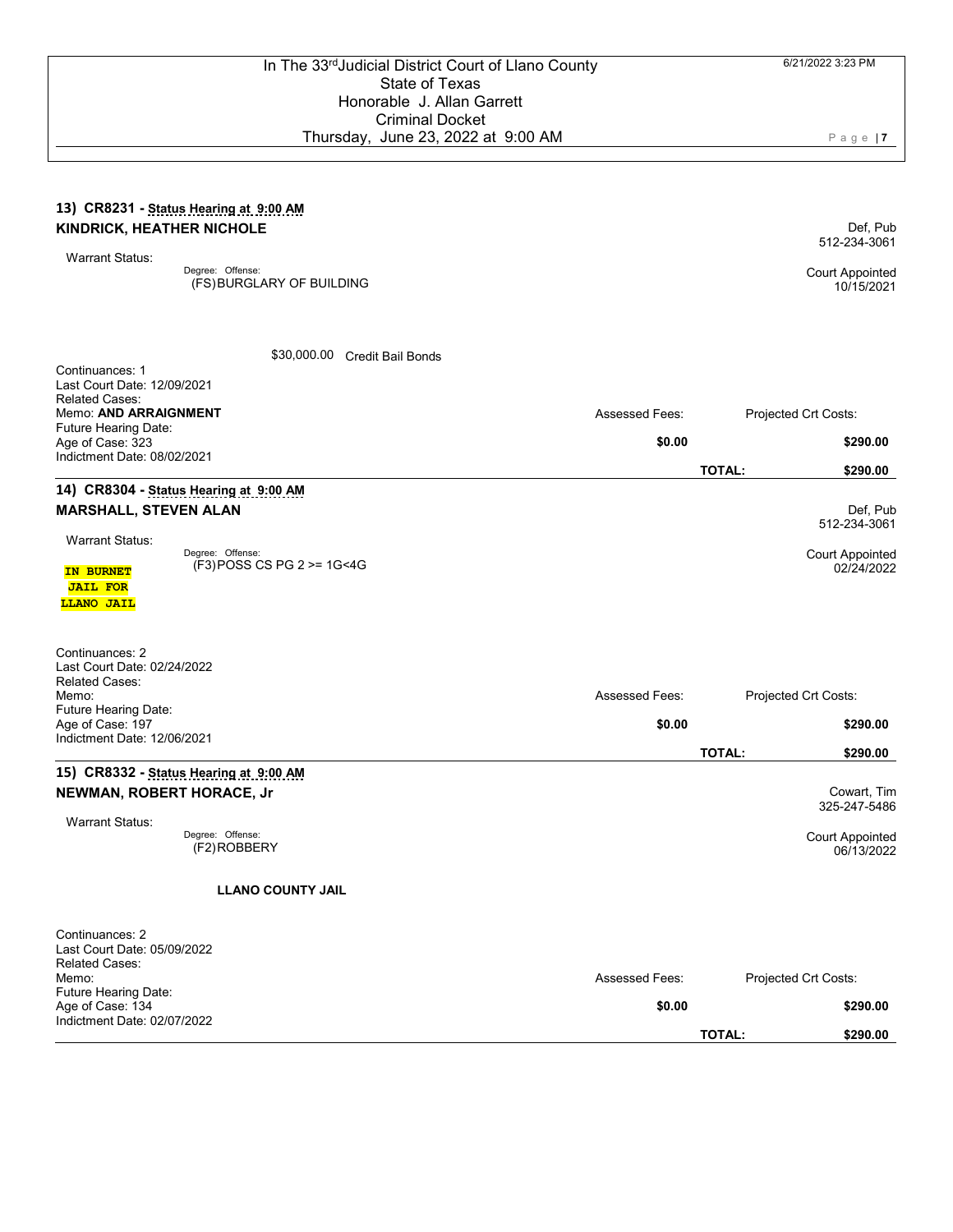In The 33rd Judicial District Court of Llano County
State of Texas
Honorable J. Allan Garrett
Criminal Docket
Thursday, June 23, 2022 at 9:00 AM

6/21/2022 3:23 PM

### 13) CR8231 - Status Hearing at 9:00 AM

**KINDRICK, HEATHER NICHOLE**

Def, Pub
512-234-3061

Warrant Status:

Degree: Offense:
(FS) BURGLARY OF BUILDING

Court Appointed
10/15/2021

$30,000.00 Credit Bail Bonds

Continuances: 1
Last Court Date: 12/09/2021
Related Cases:
Memo: **AND ARRAIGNMENT**
Future Hearing Date:
Age of Case: 323
Indictment Date: 08/02/2021

| Assessed Fees: | Projected Crt Costs: |
|---|---|
| $0.00 | $290.00 |
| **TOTAL:** | **$290.00** |

### 14) CR8304 - Status Hearing at 9:00 AM

**MARSHALL, STEVEN ALAN**

Def, Pub
512-234-3061

Warrant Status:

**IN BURNET JAIL FOR LLANO JAIL**

Degree: Offense:
(F3) POSS CS PG 2 >= 1G<4G

Court Appointed
02/24/2022

Continuances: 2
Last Court Date: 02/24/2022
Related Cases:
Memo:
Future Hearing Date:
Age of Case: 197
Indictment Date: 12/06/2021

| Assessed Fees: | Projected Crt Costs: |
|---|---|
| $0.00 | $290.00 |
| **TOTAL:** | **$290.00** |

### 15) CR8332 - Status Hearing at 9:00 AM

**NEWMAN, ROBERT HORACE, Jr**

Cowart, Tim
325-247-5486

Warrant Status:

Degree: Offense:
(F2) ROBBERY

Court Appointed
06/13/2022

**LLANO COUNTY JAIL**

Continuances: 2
Last Court Date: 05/09/2022
Related Cases:
Memo:
Future Hearing Date:
Age of Case: 134
Indictment Date: 02/07/2022

| Assessed Fees: | Projected Crt Costs: |
|---|---|
| $0.00 | $290.00 |
| **TOTAL:** | **$290.00** |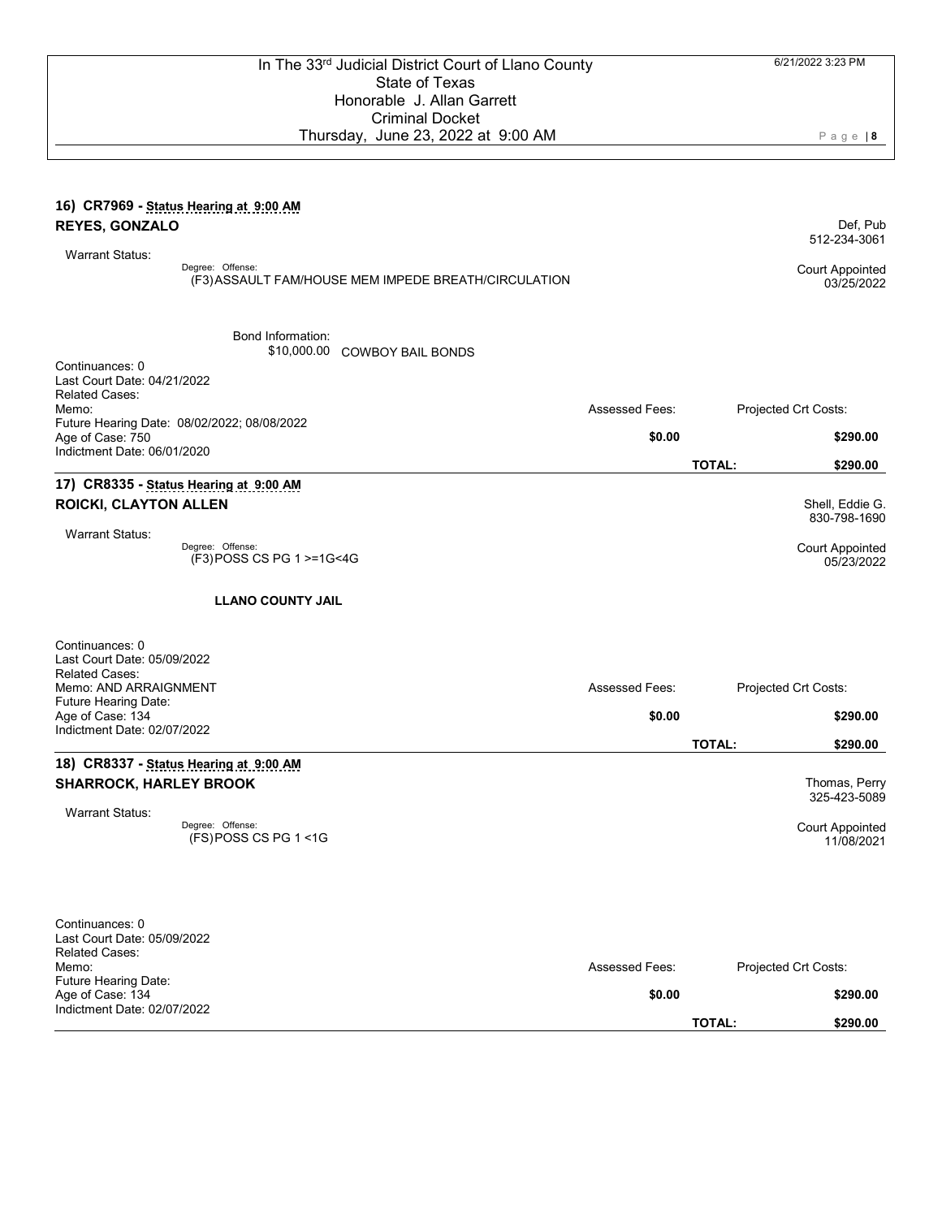## 16) CR7969 - Status Hearing at 9:00 AM

**REYES, GONZALO**

Def, Pub
512-234-3061

Warrant Status:

Degree: Offense:
(F3) ASSAULT FAM/HOUSE MEM IMPEDE BREATH/CIRCULATION

Court Appointed
03/25/2022

Bond Information:
$10,000.00 COWBOY BAIL BONDS

Continuances: 0
Last Court Date: 04/21/2022
Related Cases:
Memo:
Future Hearing Date: 08/02/2022; 08/08/2022
Age of Case: 750
Indictment Date: 06/01/2020

| Assessed Fees: | Projected Crt Costs: |
|---|---|
| $0.00 | $290.00 |
| **TOTAL:** | **$290.00** |

## 17) CR8335 - Status Hearing at 9:00 AM

**ROICKI, CLAYTON ALLEN**

Shell, Eddie G.
830-798-1690

Warrant Status:

Degree: Offense:
(F3) POSS CS PG 1 >=1G<4G

Court Appointed
05/23/2022

**LLANO COUNTY JAIL**

Continuances: 0
Last Court Date: 05/09/2022
Related Cases:
Memo: AND ARRAIGNMENT
Future Hearing Date:
Age of Case: 134
Indictment Date: 02/07/2022

| Assessed Fees: | Projected Crt Costs: |
|---|---|
| $0.00 | $290.00 |
| **TOTAL:** | **$290.00** |

## 18) CR8337 - Status Hearing at 9:00 AM

**SHARROCK, HARLEY BROOK**

Thomas, Perry
325-423-5089

Warrant Status:

Degree: Offense:
(FS) POSS CS PG 1 <1G

Court Appointed
11/08/2021

Continuances: 0
Last Court Date: 05/09/2022
Related Cases:
Memo:
Future Hearing Date:
Age of Case: 134
Indictment Date: 02/07/2022

| Assessed Fees: | Projected Crt Costs: |
|---|---|
| $0.00 | $290.00 |
| **TOTAL:** | **$290.00** |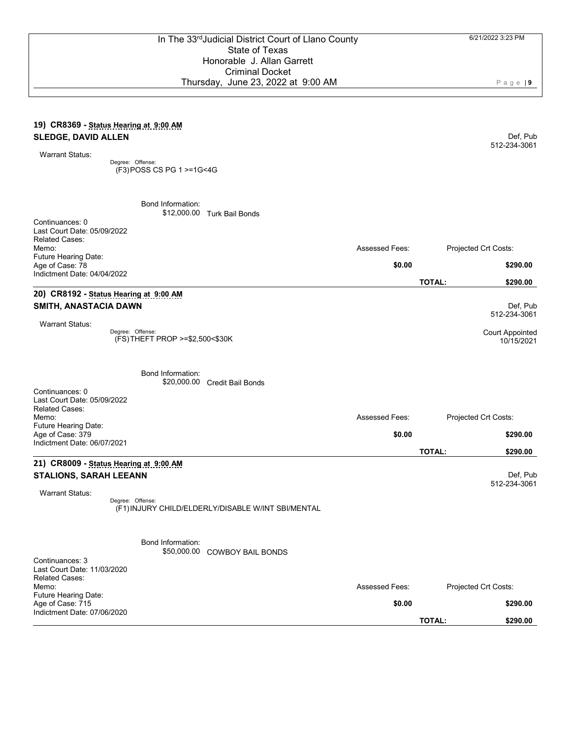**19) CR8369 - Status Hearing at 9:00 AM**

**SLEDGE, DAVID ALLEN**

Def, Pub
512-234-3061

Warrant Status:

Degree: Offense:
(F3)POSS CS PG 1 >=1G<4G

Bond Information:
$12,000.00 Turk Bail Bonds

Continuances: 0
Last Court Date: 05/09/2022
Related Cases:
Memo:
Future Hearing Date:
Age of Case: 78
Indictment Date: 04/04/2022

| Assessed Fees: | Projected Crt Costs: |
|---|---|
| **$0.00** | **$290.00** |
| **TOTAL:** | **$290.00** |

**20) CR8192 - Status Hearing at 9:00 AM**

**SMITH, ANASTACIA DAWN**

Def, Pub
512-234-3061

Warrant Status:

Degree: Offense:
(FS)THEFT PROP >=$2,500<$30K

Court Appointed
10/15/2021

Bond Information:
$20,000.00 Credit Bail Bonds

Continuances: 0
Last Court Date: 05/09/2022
Related Cases:
Memo:
Future Hearing Date:
Age of Case: 379
Indictment Date: 06/07/2021

| Assessed Fees: | Projected Crt Costs: |
|---|---|
| **$0.00** | **$290.00** |
| **TOTAL:** | **$290.00** |

**21) CR8009 - Status Hearing at 9:00 AM**

**STALIONS, SARAH LEEANN**

Def, Pub
512-234-3061

Warrant Status:

Degree: Offense:
(F1)INJURY CHILD/ELDERLY/DISABLE W/INT SBI/MENTAL

Bond Information:
$50,000.00 COWBOY BAIL BONDS

Continuances: 3
Last Court Date: 11/03/2020
Related Cases:
Memo:
Future Hearing Date:
Age of Case: 715
Indictment Date: 07/06/2020

| Assessed Fees: | Projected Crt Costs: |
|---|---|
| **$0.00** | **$290.00** |
| **TOTAL:** | **$290.00** |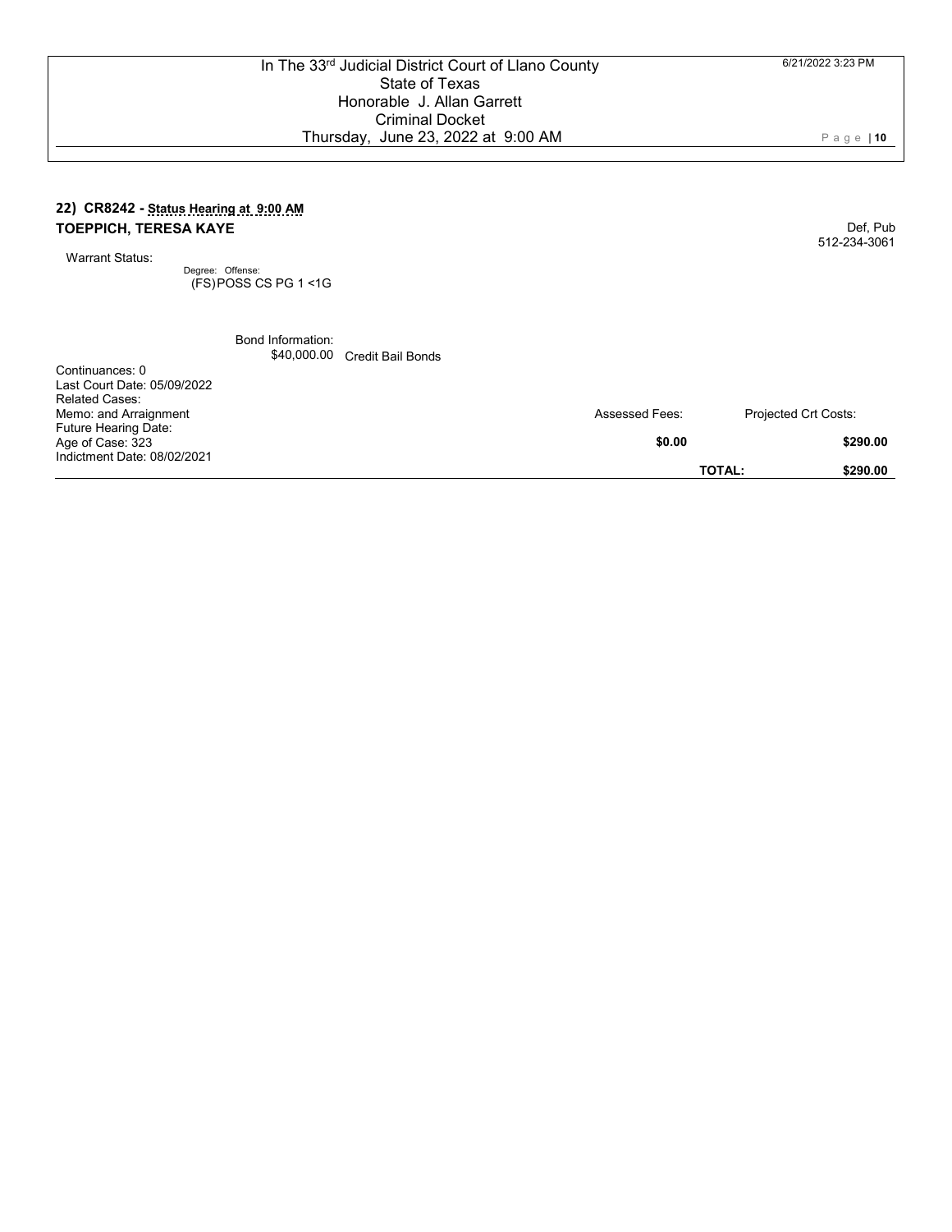## 22) CR8242 - Status Hearing at 9:00 AM

**TOEPPICH, TERESA KAYE**

Def, Pub
512-234-3061

Warrant Status:

Degree: Offense:
(FS) POSS CS PG 1 <1G

Bond Information:
$40,000.00 Credit Bail Bonds

Continuances: 0
Last Court Date: 05/09/2022
Related Cases:
Memo: and Arraignment
Future Hearing Date:
Age of Case: 323
Indictment Date: 08/02/2021

| Assessed Fees: | Projected Crt Costs: |
|---|---|
| **$0.00** | **$290.00** |
| **TOTAL:** | **$290.00** |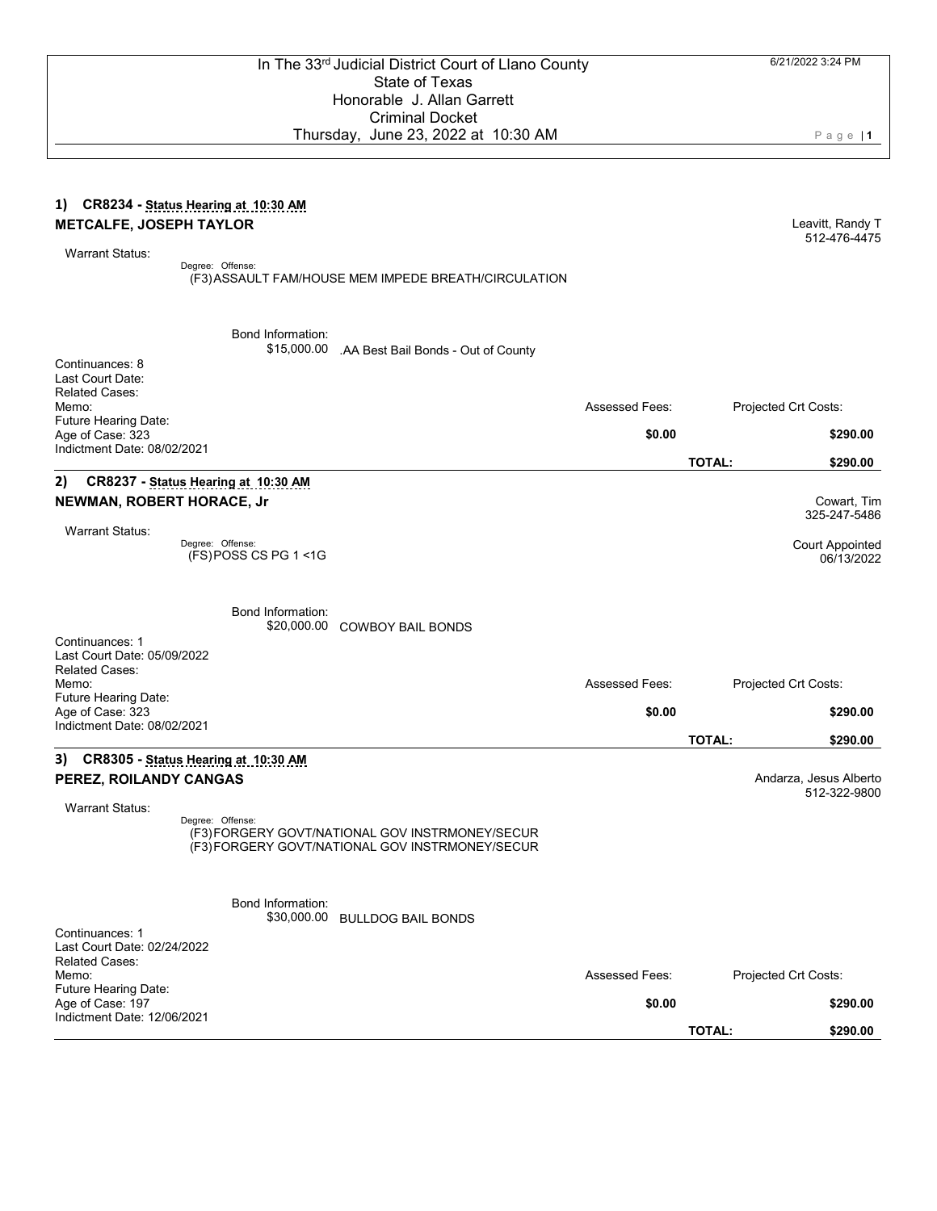In The 33[rd] Judicial District Court of Llano County
State of Texas
Honorable J. Allan Garrett
Criminal Docket
Thursday, June 23, 2022 at 10:30 AM

6/21/2022 3:24 PM

---

### 1) CR8234 - Status Hearing at 10:30 AM

**METCALFE, JOSEPH TAYLOR**

Leavitt, Randy T
512-476-4475

Warrant Status:

Degree: Offense:
(F3) ASSAULT FAM/HOUSE MEM IMPEDE BREATH/CIRCULATION

Bond Information:
$15,000.00 .AA Best Bail Bonds - Out of County

Continuances: 8
Last Court Date:
Related Cases:
Memo:
Future Hearing Date:
Age of Case: 323
Indictment Date: 08/02/2021

| Assessed Fees: | | Projected Crt Costs: |
|---|---|---|
| $0.00 | | $290.00 |
| | TOTAL: | $290.00 |

---

### 2) CR8237 - Status Hearing at 10:30 AM

**NEWMAN, ROBERT HORACE, Jr**

Cowart, Tim
325-247-5486

Court Appointed
06/13/2022

Warrant Status:

Degree: Offense:
(FS) POSS CS PG 1 <1G

Bond Information:
$20,000.00 COWBOY BAIL BONDS

Continuances: 1
Last Court Date: 05/09/2022
Related Cases:
Memo:
Future Hearing Date:
Age of Case: 323
Indictment Date: 08/02/2021

| Assessed Fees: | | Projected Crt Costs: |
|---|---|---|
| $0.00 | | $290.00 |
| | TOTAL: | $290.00 |

---

### 3) CR8305 - Status Hearing at 10:30 AM

**PEREZ, ROILANDY CANGAS**

Andarza, Jesus Alberto
512-322-9800

Warrant Status:

Degree: Offense:
(F3) FORGERY GOVT/NATIONAL GOV INSTRMONEY/SECUR
(F3) FORGERY GOVT/NATIONAL GOV INSTRMONEY/SECUR

Bond Information:
$30,000.00 BULLDOG BAIL BONDS

Continuances: 1
Last Court Date: 02/24/2022
Related Cases:
Memo:
Future Hearing Date:
Age of Case: 197
Indictment Date: 12/06/2021

| Assessed Fees: | | Projected Crt Costs: |
|---|---|---|
| $0.00 | | $290.00 |
| | TOTAL: | $290.00 |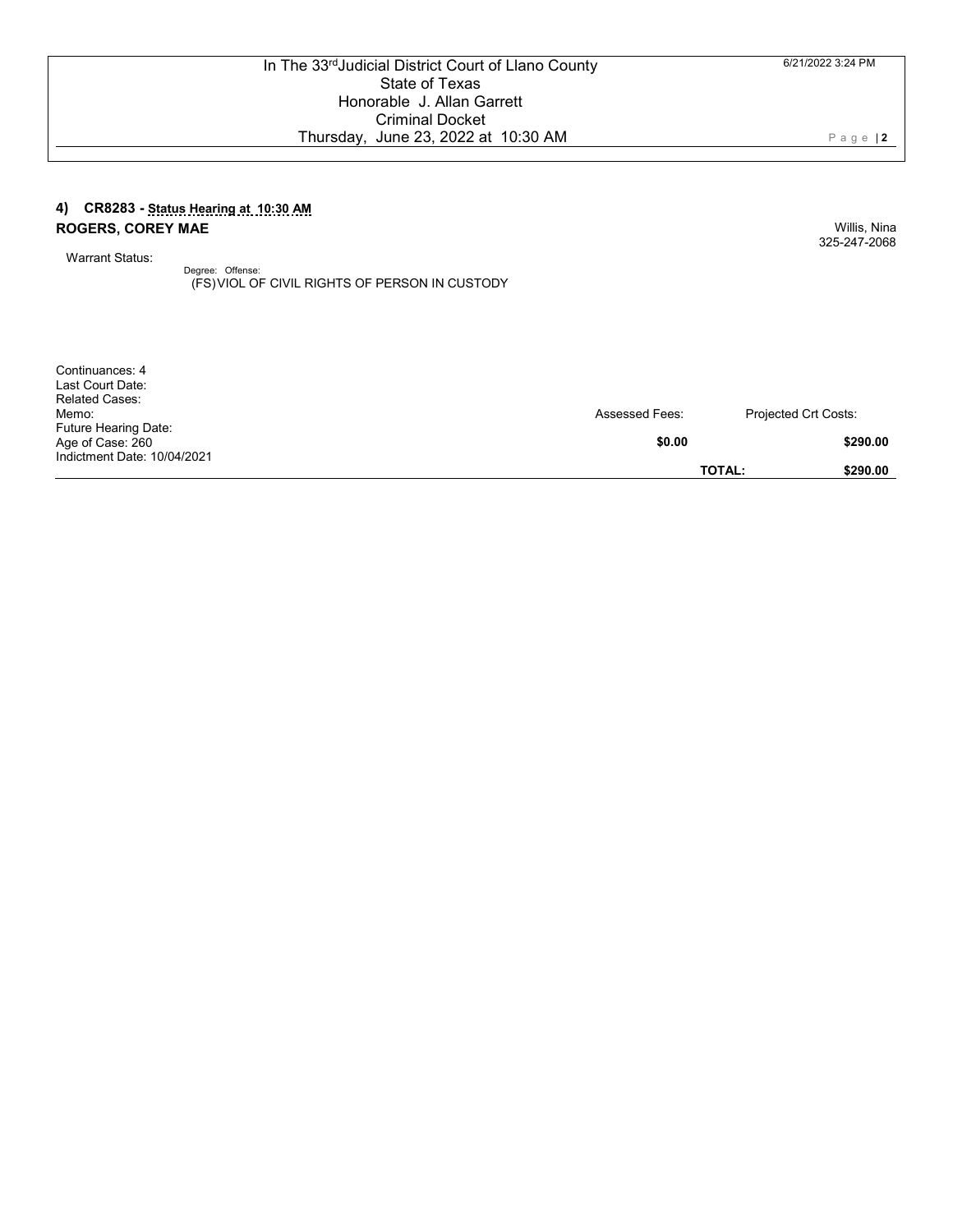In The 33rd Judicial District Court of Llano County
State of Texas
Honorable J. Allan Garrett
Criminal Docket
Thursday, June 23, 2022 at 10:30 AM

6/21/2022 3:24 PM

### 4) CR8283 - Status Hearing at 10:30 AM

**ROGERS, COREY MAE**

Willis, Nina
325-247-2068

Warrant Status:

Degree: Offense:
(FS) VIOL OF CIVIL RIGHTS OF PERSON IN CUSTODY

Continuances: 4
Last Court Date:
Related Cases:
Memo:
Future Hearing Date:
Age of Case: 260
Indictment Date: 10/04/2021

| Assessed Fees: | Projected Crt Costs: |
| --- | --- |
| **$0.00** | **$290.00** |
| **TOTAL:** | **$290.00** |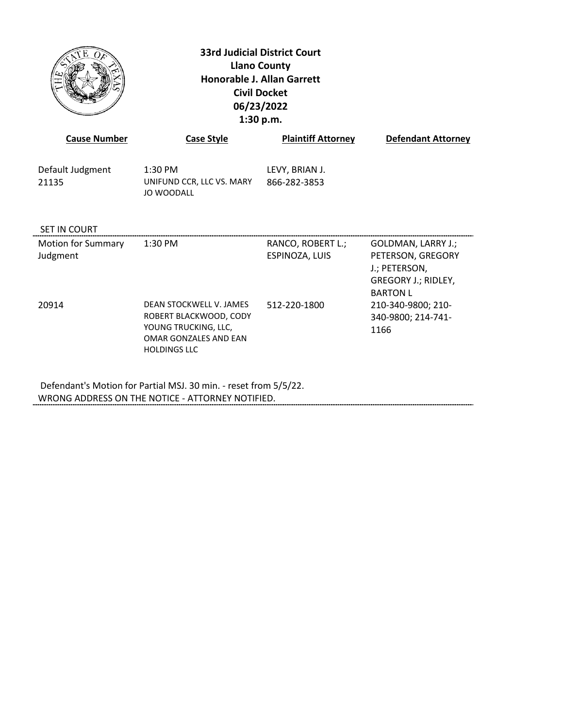**33rd Judicial District Court**
**Llano County**
**Honorable J. Allan Garrett**
**Civil Docket**
**06/23/2022**
**1:30 p.m.**

| Cause Number | Case Style | Plaintiff Attorney | Defendant Attorney |
|---|---|---|---|
| Default Judgment 21135 | 1:30 PM UNIFUND CCR, LLC VS. MARY JO WOODALL | LEVY, BRIAN J. 866-282-3853 | |

SET IN COURT

| Cause Number | Case Style | Plaintiff Attorney | Defendant Attorney |
|---|---|---|---|
| Motion for Summary Judgment 20914 | 1:30 PM DEAN STOCKWELL V. JAMES ROBERT BLACKWOOD, CODY YOUNG TRUCKING, LLC, OMAR GONZALES AND EAN HOLDINGS LLC | RANCO, ROBERT L.; ESPINOZA, LUIS 512-220-1800 | GOLDMAN, LARRY J.; PETERSON, GREGORY J.; PETERSON, GREGORY J.; RIDLEY, BARTON L 210-340-9800; 210-340-9800; 214-741-1166 |

Defendant's Motion for Partial MSJ. 30 min. - reset from 5/5/22.
WRONG ADDRESS ON THE NOTICE - ATTORNEY NOTIFIED.